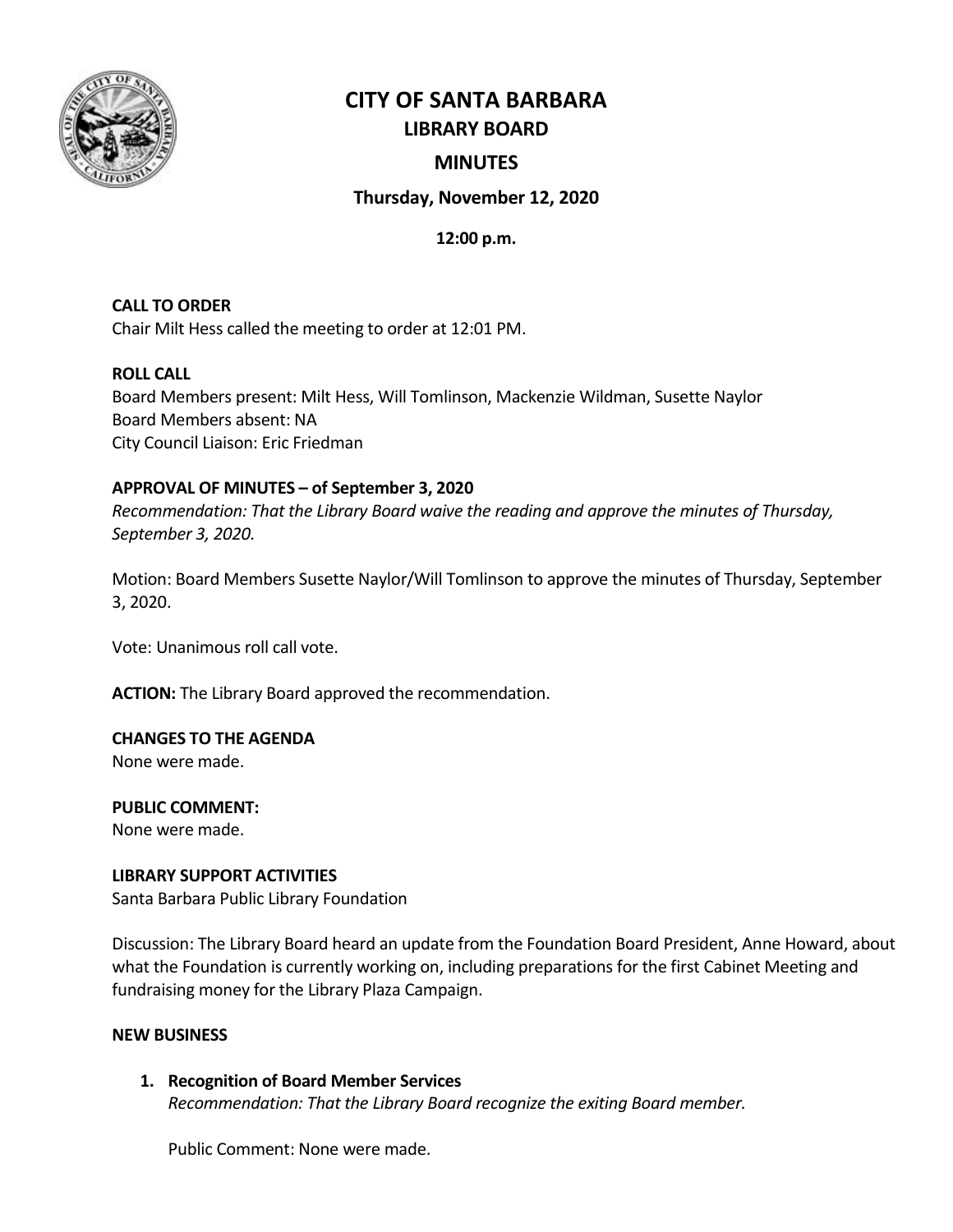# CITY OF SANTA BARBARA

## LIBRARY BOARD

## MINUTES

### Thursday, November 12, 2020

**12:00 p.m.**

**CALL TO ORDER**
Chair Milt Hess called the meeting to order at 12:01 PM.

**ROLL CALL**
Board Members present: Milt Hess, Will Tomlinson, Mackenzie Wildman, Susette Naylor
Board Members absent: NA
City Council Liaison: Eric Friedman

**APPROVAL OF MINUTES – of September 3, 2020**
*Recommendation: That the Library Board waive the reading and approve the minutes of Thursday, September 3, 2020.*

Motion: Board Members Susette Naylor/Will Tomlinson to approve the minutes of Thursday, September 3, 2020.

Vote: Unanimous roll call vote.

**ACTION:** The Library Board approved the recommendation.

**CHANGES TO THE AGENDA**
None were made.

**PUBLIC COMMENT:**
None were made.

**LIBRARY SUPPORT ACTIVITIES**
Santa Barbara Public Library Foundation

Discussion: The Library Board heard an update from the Foundation Board President, Anne Howard, about what the Foundation is currently working on, including preparations for the first Cabinet Meeting and fundraising money for the Library Plaza Campaign.

**NEW BUSINESS**

1. **Recognition of Board Member Services**
   *Recommendation: That the Library Board recognize the exiting Board member.*

   Public Comment: None were made.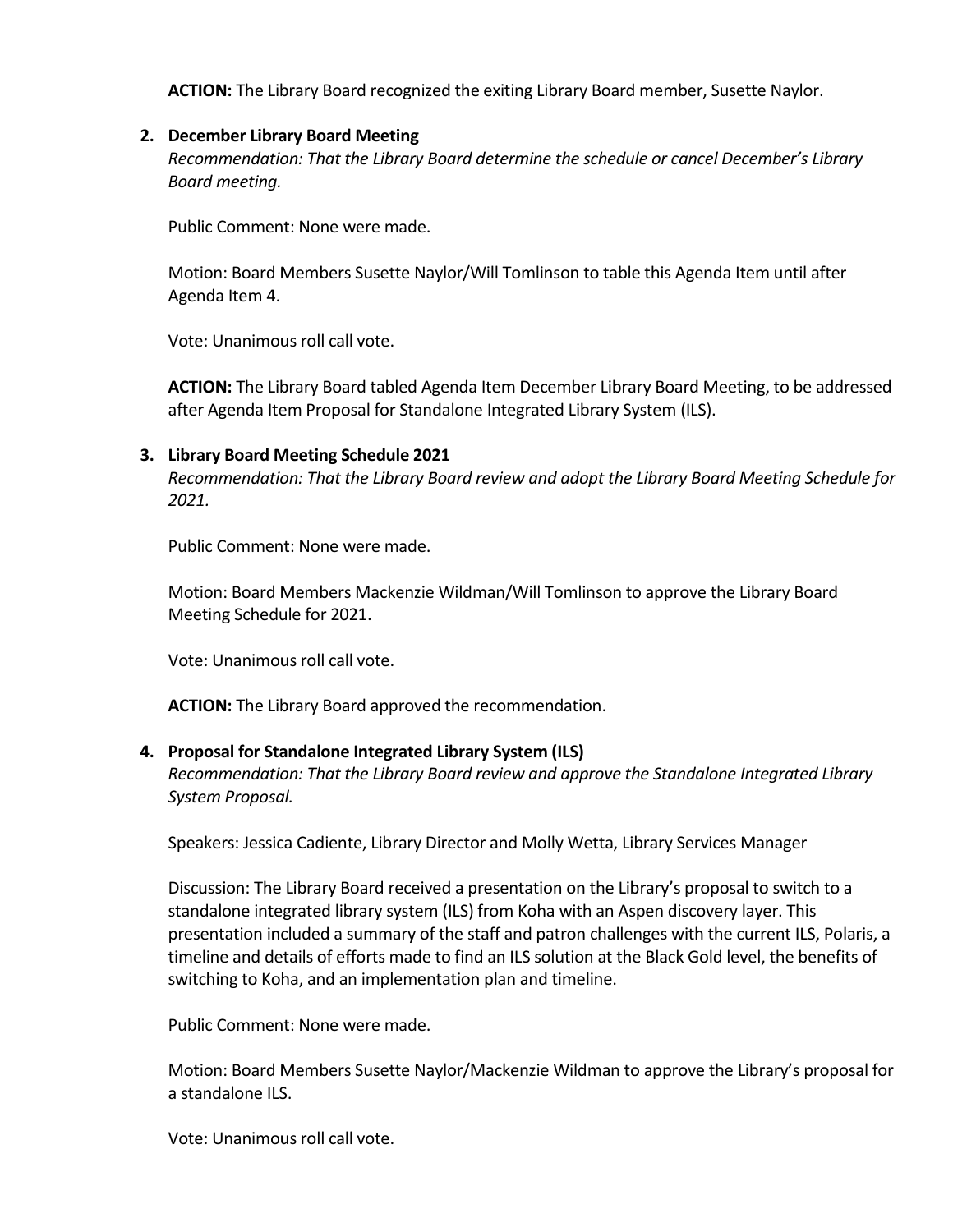**ACTION:** The Library Board recognized the exiting Library Board member, Susette Naylor.

2. **December Library Board Meeting**

   *Recommendation: That the Library Board determine the schedule or cancel December's Library Board meeting.*

   Public Comment: None were made.

   Motion: Board Members Susette Naylor/Will Tomlinson to table this Agenda Item until after Agenda Item 4.

   Vote: Unanimous roll call vote.

   **ACTION:** The Library Board tabled Agenda Item December Library Board Meeting, to be addressed after Agenda Item Proposal for Standalone Integrated Library System (ILS).

3. **Library Board Meeting Schedule 2021**

   *Recommendation: That the Library Board review and adopt the Library Board Meeting Schedule for 2021.*

   Public Comment: None were made.

   Motion: Board Members Mackenzie Wildman/Will Tomlinson to approve the Library Board Meeting Schedule for 2021.

   Vote: Unanimous roll call vote.

   **ACTION:** The Library Board approved the recommendation.

4. **Proposal for Standalone Integrated Library System (ILS)**

   *Recommendation: That the Library Board review and approve the Standalone Integrated Library System Proposal.*

   Speakers: Jessica Cadiente, Library Director and Molly Wetta, Library Services Manager

   Discussion: The Library Board received a presentation on the Library's proposal to switch to a standalone integrated library system (ILS) from Koha with an Aspen discovery layer. This presentation included a summary of the staff and patron challenges with the current ILS, Polaris, a timeline and details of efforts made to find an ILS solution at the Black Gold level, the benefits of switching to Koha, and an implementation plan and timeline.

   Public Comment: None were made.

   Motion: Board Members Susette Naylor/Mackenzie Wildman to approve the Library's proposal for a standalone ILS.

   Vote: Unanimous roll call vote.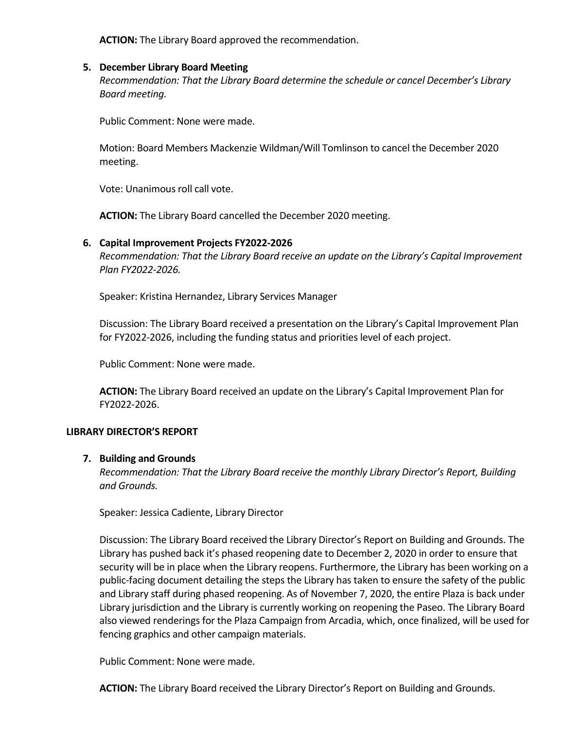**ACTION:** The Library Board approved the recommendation.

5. **December Library Board Meeting**

   *Recommendation: That the Library Board determine the schedule or cancel December's Library Board meeting.*

   Public Comment: None were made.

   Motion: Board Members Mackenzie Wildman/Will Tomlinson to cancel the December 2020 meeting.

   Vote: Unanimous roll call vote.

   **ACTION:** The Library Board cancelled the December 2020 meeting.

6. **Capital Improvement Projects FY2022-2026**

   *Recommendation: That the Library Board receive an update on the Library's Capital Improvement Plan FY2022-2026.*

   Speaker: Kristina Hernandez, Library Services Manager

   Discussion: The Library Board received a presentation on the Library's Capital Improvement Plan for FY2022-2026, including the funding status and priorities level of each project.

   Public Comment: None were made.

   **ACTION:** The Library Board received an update on the Library's Capital Improvement Plan for FY2022-2026.

## LIBRARY DIRECTOR'S REPORT

7. **Building and Grounds**

   *Recommendation: That the Library Board receive the monthly Library Director's Report, Building and Grounds.*

   Speaker: Jessica Cadiente, Library Director

   Discussion: The Library Board received the Library Director's Report on Building and Grounds. The Library has pushed back it's phased reopening date to December 2, 2020 in order to ensure that security will be in place when the Library reopens. Furthermore, the Library has been working on a public-facing document detailing the steps the Library has taken to ensure the safety of the public and Library staff during phased reopening. As of November 7, 2020, the entire Plaza is back under Library jurisdiction and the Library is currently working on reopening the Paseo. The Library Board also viewed renderings for the Plaza Campaign from Arcadia, which, once finalized, will be used for fencing graphics and other campaign materials.

   Public Comment: None were made.

   **ACTION:** The Library Board received the Library Director's Report on Building and Grounds.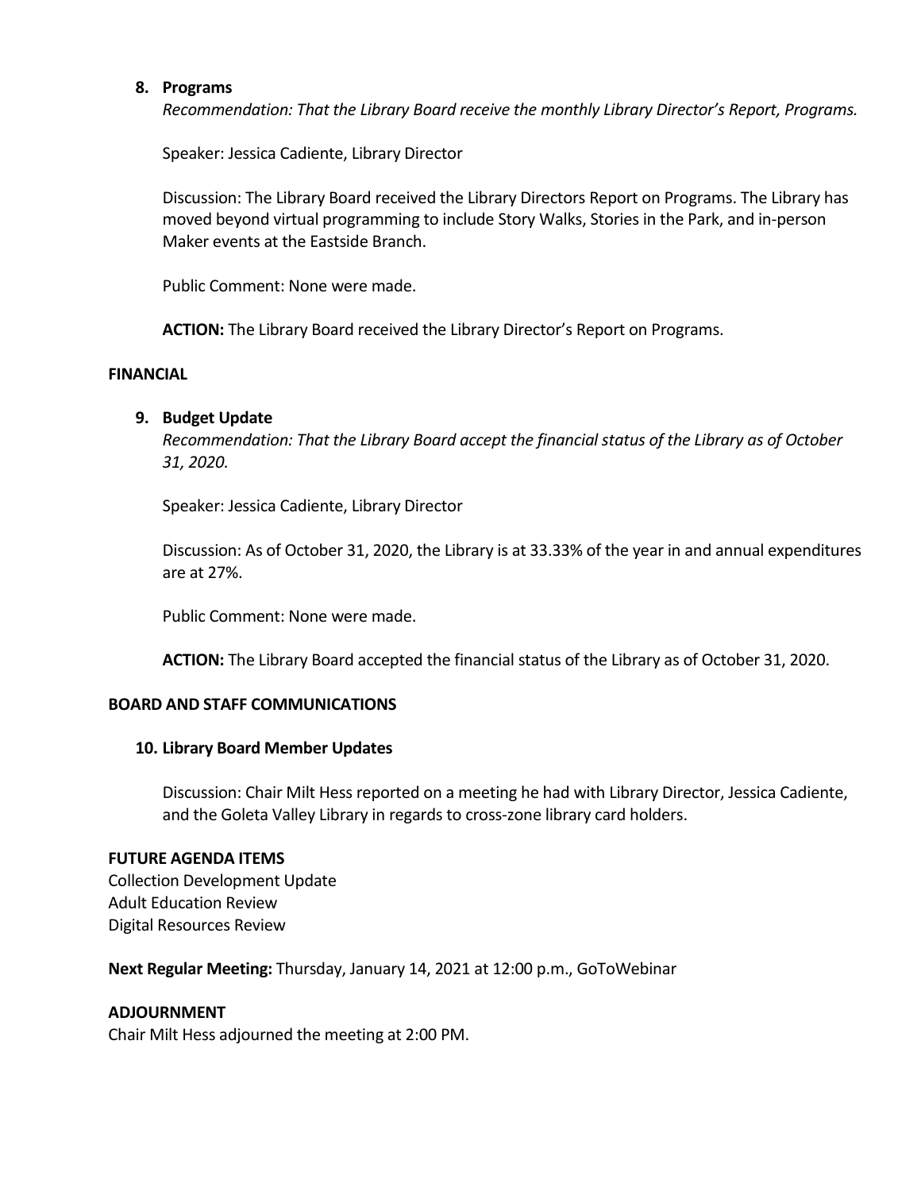8. **Programs**

   *Recommendation: That the Library Board receive the monthly Library Director's Report, Programs.*

   Speaker: Jessica Cadiente, Library Director

   Discussion: The Library Board received the Library Directors Report on Programs. The Library has moved beyond virtual programming to include Story Walks, Stories in the Park, and in-person Maker events at the Eastside Branch.

   Public Comment: None were made.

   **ACTION:** The Library Board received the Library Director's Report on Programs.

**FINANCIAL**

9. **Budget Update**

   *Recommendation: That the Library Board accept the financial status of the Library as of October 31, 2020.*

   Speaker: Jessica Cadiente, Library Director

   Discussion: As of October 31, 2020, the Library is at 33.33% of the year in and annual expenditures are at 27%.

   Public Comment: None were made.

   **ACTION:** The Library Board accepted the financial status of the Library as of October 31, 2020.

**BOARD AND STAFF COMMUNICATIONS**

10. **Library Board Member Updates**

    Discussion: Chair Milt Hess reported on a meeting he had with Library Director, Jessica Cadiente, and the Goleta Valley Library in regards to cross-zone library card holders.

**FUTURE AGENDA ITEMS**

Collection Development Update
Adult Education Review
Digital Resources Review

**Next Regular Meeting:** Thursday, January 14, 2021 at 12:00 p.m., GoToWebinar

**ADJOURNMENT**

Chair Milt Hess adjourned the meeting at 2:00 PM.